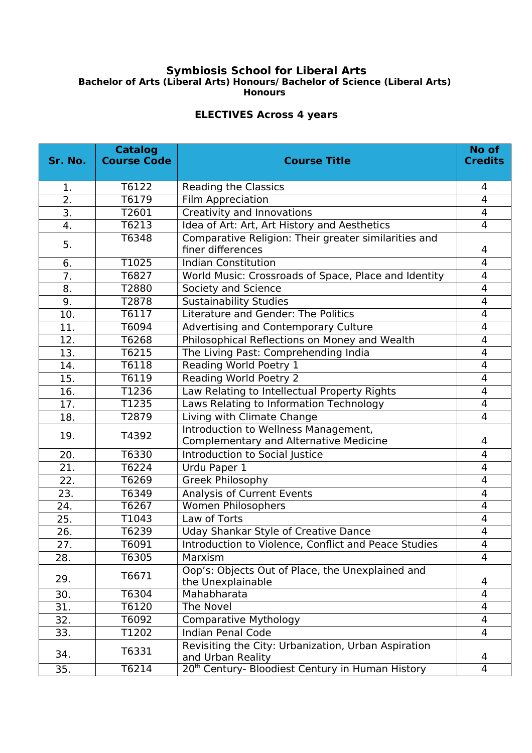# Symbiosis School for Liberal Arts

### Bachelor of Arts (Liberal Arts) Honours/ Bachelor of Science (Liberal Arts) Honours

## ELECTIVES Across 4 years

| Sr. No. | Catalog Course Code | Course Title | No of Credits |
|---|---|---|---|
| 1. | T6122 | Reading the Classics | 4 |
| 2. | T6179 | Film Appreciation | 4 |
| 3. | T2601 | Creativity and Innovations | 4 |
| 4. | T6213 | Idea of Art: Art, Art History and Aesthetics | 4 |
| 5. | T6348 | Comparative Religion: Their greater similarities and finer differences | 4 |
| 6. | T1025 | Indian Constitution | 4 |
| 7. | T6827 | World Music: Crossroads of Space, Place and Identity | 4 |
| 8. | T2880 | Society and Science | 4 |
| 9. | T2878 | Sustainability Studies | 4 |
| 10. | T6117 | Literature and Gender: The Politics | 4 |
| 11. | T6094 | Advertising and Contemporary Culture | 4 |
| 12. | T6268 | Philosophical Reflections on Money and Wealth | 4 |
| 13. | T6215 | The Living Past: Comprehending India | 4 |
| 14. | T6118 | Reading World Poetry 1 | 4 |
| 15. | T6119 | Reading World Poetry 2 | 4 |
| 16. | T1236 | Law Relating to Intellectual Property Rights | 4 |
| 17. | T1235 | Laws Relating to Information Technology | 4 |
| 18. | T2879 | Living with Climate Change | 4 |
| 19. | T4392 | Introduction to Wellness Management, Complementary and Alternative Medicine | 4 |
| 20. | T6330 | Introduction to Social Justice | 4 |
| 21. | T6224 | Urdu Paper 1 | 4 |
| 22. | T6269 | Greek Philosophy | 4 |
| 23. | T6349 | Analysis of Current Events | 4 |
| 24. | T6267 | Women Philosophers | 4 |
| 25. | T1043 | Law of Torts | 4 |
| 26. | T6239 | Uday Shankar Style of Creative Dance | 4 |
| 27. | T6091 | Introduction to Violence, Conflict and Peace Studies | 4 |
| 28. | T6305 | Marxism | 4 |
| 29. | T6671 | Oop's: Objects Out of Place, the Unexplained and the Unexplainable | 4 |
| 30. | T6304 | Mahabharata | 4 |
| 31. | T6120 | The Novel | 4 |
| 32. | T6092 | Comparative Mythology | 4 |
| 33. | T1202 | Indian Penal Code | 4 |
| 34. | T6331 | Revisiting the City: Urbanization, Urban Aspiration and Urban Reality | 4 |
| 35. | T6214 | 20th Century- Bloodiest Century in Human History | 4 |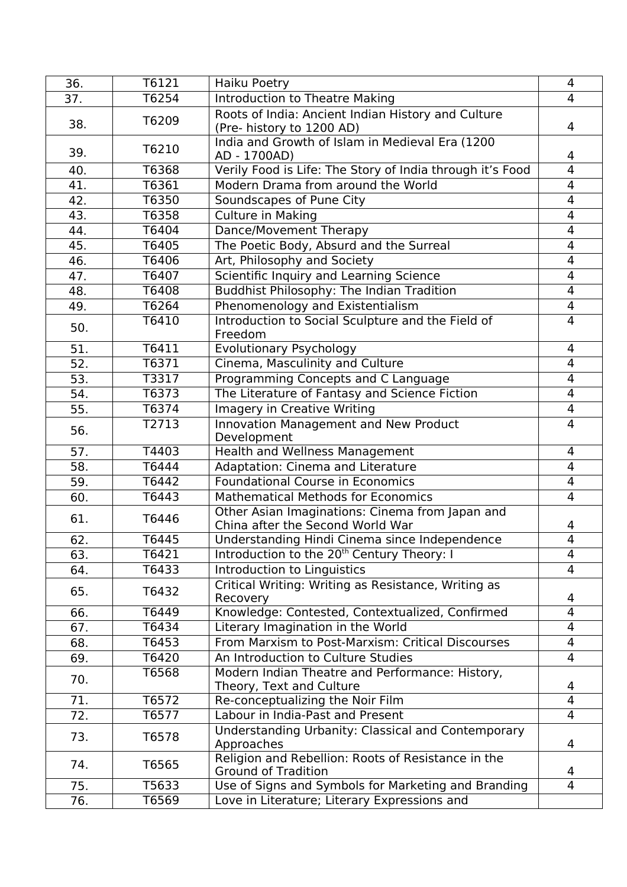| 36. | T6121 | Haiku Poetry | 4 |
|---|---|---|---|
| 37. | T6254 | Introduction to Theatre Making | 4 |
| 38. | T6209 | Roots of India: Ancient Indian History and Culture (Pre- history to 1200 AD) | 4 |
| 39. | T6210 | India and Growth of Islam in Medieval Era (1200 AD - 1700AD) | 4 |
| 40. | T6368 | Verily Food is Life: The Story of India through it's Food | 4 |
| 41. | T6361 | Modern Drama from around the World | 4 |
| 42. | T6350 | Soundscapes of Pune City | 4 |
| 43. | T6358 | Culture in Making | 4 |
| 44. | T6404 | Dance/Movement Therapy | 4 |
| 45. | T6405 | The Poetic Body, Absurd and the Surreal | 4 |
| 46. | T6406 | Art, Philosophy and Society | 4 |
| 47. | T6407 | Scientific Inquiry and Learning Science | 4 |
| 48. | T6408 | Buddhist Philosophy: The Indian Tradition | 4 |
| 49. | T6264 | Phenomenology and Existentialism | 4 |
| 50. | T6410 | Introduction to Social Sculpture and the Field of Freedom | 4 |
| 51. | T6411 | Evolutionary Psychology | 4 |
| 52. | T6371 | Cinema, Masculinity and Culture | 4 |
| 53. | T3317 | Programming Concepts and C Language | 4 |
| 54. | T6373 | The Literature of Fantasy and Science Fiction | 4 |
| 55. | T6374 | Imagery in Creative Writing | 4 |
| 56. | T2713 | Innovation Management and New Product Development | 4 |
| 57. | T4403 | Health and Wellness Management | 4 |
| 58. | T6444 | Adaptation: Cinema and Literature | 4 |
| 59. | T6442 | Foundational Course in Economics | 4 |
| 60. | T6443 | Mathematical Methods for Economics | 4 |
| 61. | T6446 | Other Asian Imaginations: Cinema from Japan and China after the Second World War | 4 |
| 62. | T6445 | Understanding Hindi Cinema since Independence | 4 |
| 63. | T6421 | Introduction to the 20th Century Theory: I | 4 |
| 64. | T6433 | Introduction to Linguistics | 4 |
| 65. | T6432 | Critical Writing: Writing as Resistance, Writing as Recovery | 4 |
| 66. | T6449 | Knowledge: Contested, Contextualized, Confirmed | 4 |
| 67. | T6434 | Literary Imagination in the World | 4 |
| 68. | T6453 | From Marxism to Post-Marxism: Critical Discourses | 4 |
| 69. | T6420 | An Introduction to Culture Studies | 4 |
| 70. | T6568 | Modern Indian Theatre and Performance: History, Theory, Text and Culture | 4 |
| 71. | T6572 | Re-conceptualizing the Noir Film | 4 |
| 72. | T6577 | Labour in India-Past and Present | 4 |
| 73. | T6578 | Understanding Urbanity: Classical and Contemporary Approaches | 4 |
| 74. | T6565 | Religion and Rebellion: Roots of Resistance in the Ground of Tradition | 4 |
| 75. | T5633 | Use of Signs and Symbols for Marketing and Branding | 4 |
| 76. | T6569 | Love in Literature; Literary Expressions and | |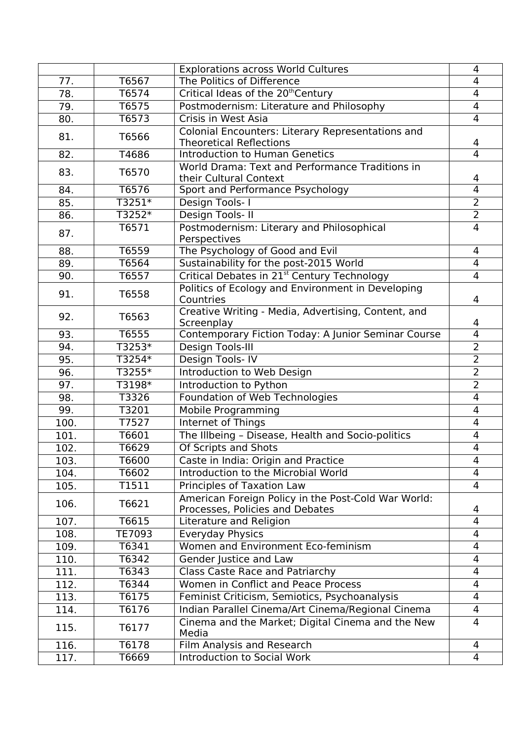| | | | |
|---|---|---|---|
| | | Explorations across World Cultures | 4 |
| 77. | T6567 | The Politics of Difference | 4 |
| 78. | T6574 | Critical Ideas of the 20[th]Century | 4 |
| 79. | T6575 | Postmodernism: Literature and Philosophy | 4 |
| 80. | T6573 | Crisis in West Asia | 4 |
| 81. | T6566 | Colonial Encounters: Literary Representations and Theoretical Reflections | 4 |
| 82. | T4686 | Introduction to Human Genetics | 4 |
| 83. | T6570 | World Drama: Text and Performance Traditions in their Cultural Context | 4 |
| 84. | T6576 | Sport and Performance Psychology | 4 |
| 85. | T3251* | Design Tools- I | 2 |
| 86. | T3252* | Design Tools- II | 2 |
| 87. | T6571 | Postmodernism: Literary and Philosophical Perspectives | 4 |
| 88. | T6559 | The Psychology of Good and Evil | 4 |
| 89. | T6564 | Sustainability for the post-2015 World | 4 |
| 90. | T6557 | Critical Debates in 21[st] Century Technology | 4 |
| 91. | T6558 | Politics of Ecology and Environment in Developing Countries | 4 |
| 92. | T6563 | Creative Writing - Media, Advertising, Content, and Screenplay | 4 |
| 93. | T6555 | Contemporary Fiction Today: A Junior Seminar Course | 4 |
| 94. | T3253* | Design Tools-III | 2 |
| 95. | T3254* | Design Tools- IV | 2 |
| 96. | T3255* | Introduction to Web Design | 2 |
| 97. | T3198* | Introduction to Python | 2 |
| 98. | T3326 | Foundation of Web Technologies | 4 |
| 99. | T3201 | Mobile Programming | 4 |
| 100. | T7527 | Internet of Things | 4 |
| 101. | T6601 | The Illbeing – Disease, Health and Socio-politics | 4 |
| 102. | T6629 | Of Scripts and Shots | 4 |
| 103. | T6600 | Caste in India: Origin and Practice | 4 |
| 104. | T6602 | Introduction to the Microbial World | 4 |
| 105. | T1511 | Principles of Taxation Law | 4 |
| 106. | T6621 | American Foreign Policy in the Post-Cold War World: Processes, Policies and Debates | 4 |
| 107. | T6615 | Literature and Religion | 4 |
| 108. | TE7093 | Everyday Physics | 4 |
| 109. | T6341 | Women and Environment Eco-feminism | 4 |
| 110. | T6342 | Gender Justice and Law | 4 |
| 111. | T6343 | Class Caste Race and Patriarchy | 4 |
| 112. | T6344 | Women in Conflict and Peace Process | 4 |
| 113. | T6175 | Feminist Criticism, Semiotics, Psychoanalysis | 4 |
| 114. | T6176 | Indian Parallel Cinema/Art Cinema/Regional Cinema | 4 |
| 115. | T6177 | Cinema and the Market; Digital Cinema and the New Media | 4 |
| 116. | T6178 | Film Analysis and Research | 4 |
| 117. | T6669 | Introduction to Social Work | 4 |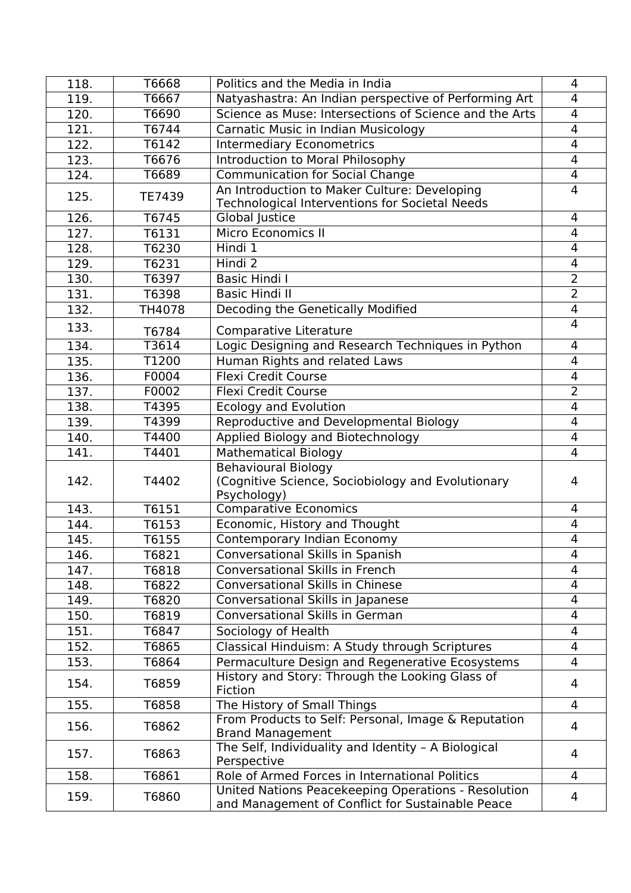| 118. | T6668 | Politics and the Media in India | 4 |
|---|---|---|---|
| 119. | T6667 | Natyashastra: An Indian perspective of Performing Art | 4 |
| 120. | T6690 | Science as Muse: Intersections of Science and the Arts | 4 |
| 121. | T6744 | Carnatic Music in Indian Musicology | 4 |
| 122. | T6142 | Intermediary Econometrics | 4 |
| 123. | T6676 | Introduction to Moral Philosophy | 4 |
| 124. | T6689 | Communication for Social Change | 4 |
| 125. | TE7439 | An Introduction to Maker Culture: Developing Technological Interventions for Societal Needs | 4 |
| 126. | T6745 | Global Justice | 4 |
| 127. | T6131 | Micro Economics II | 4 |
| 128. | T6230 | Hindi 1 | 4 |
| 129. | T6231 | Hindi 2 | 4 |
| 130. | T6397 | Basic Hindi I | 2 |
| 131. | T6398 | Basic Hindi II | 2 |
| 132. | TH4078 | Decoding the Genetically Modified | 4 |
| 133. | T6784 | Comparative Literature | 4 |
| 134. | T3614 | Logic Designing and Research Techniques in Python | 4 |
| 135. | T1200 | Human Rights and related Laws | 4 |
| 136. | F0004 | Flexi Credit Course | 4 |
| 137. | F0002 | Flexi Credit Course | 2 |
| 138. | T4395 | Ecology and Evolution | 4 |
| 139. | T4399 | Reproductive and Developmental Biology | 4 |
| 140. | T4400 | Applied Biology and Biotechnology | 4 |
| 141. | T4401 | Mathematical Biology | 4 |
| 142. | T4402 | Behavioural Biology (Cognitive Science, Sociobiology and Evolutionary Psychology) | 4 |
| 143. | T6151 | Comparative Economics | 4 |
| 144. | T6153 | Economic, History and Thought | 4 |
| 145. | T6155 | Contemporary Indian Economy | 4 |
| 146. | T6821 | Conversational Skills in Spanish | 4 |
| 147. | T6818 | Conversational Skills in French | 4 |
| 148. | T6822 | Conversational Skills in Chinese | 4 |
| 149. | T6820 | Conversational Skills in Japanese | 4 |
| 150. | T6819 | Conversational Skills in German | 4 |
| 151. | T6847 | Sociology of Health | 4 |
| 152. | T6865 | Classical Hinduism: A Study through Scriptures | 4 |
| 153. | T6864 | Permaculture Design and Regenerative Ecosystems | 4 |
| 154. | T6859 | History and Story: Through the Looking Glass of Fiction | 4 |
| 155. | T6858 | The History of Small Things | 4 |
| 156. | T6862 | From Products to Self: Personal, Image & Reputation Brand Management | 4 |
| 157. | T6863 | The Self, Individuality and Identity – A Biological Perspective | 4 |
| 158. | T6861 | Role of Armed Forces in International Politics | 4 |
| 159. | T6860 | United Nations Peacekeeping Operations - Resolution and Management of Conflict for Sustainable Peace | 4 |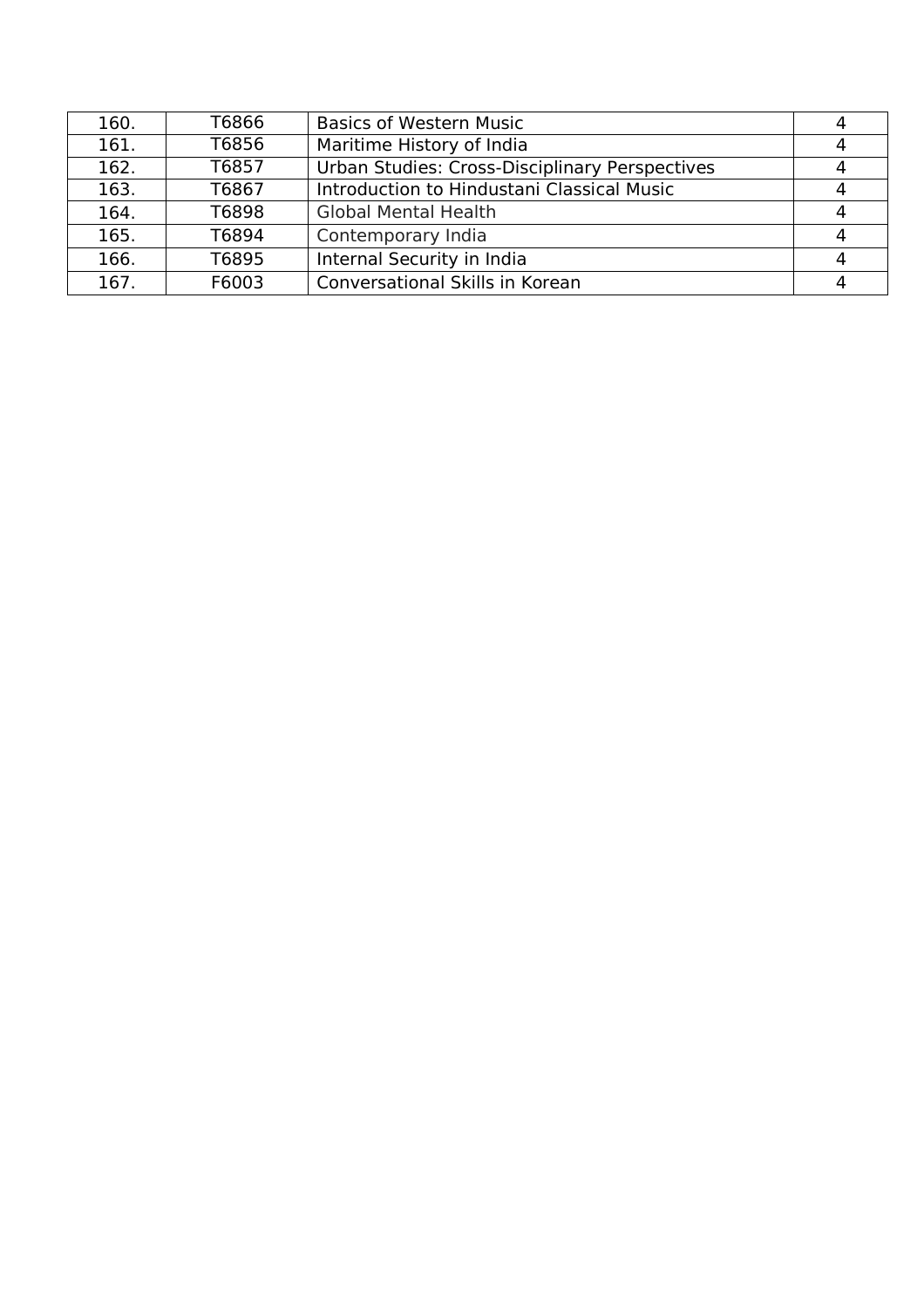| | | | |
|---|---|---|---|
| 160. | T6866 | Basics of Western Music | 4 |
| 161. | T6856 | Maritime History of India | 4 |
| 162. | T6857 | Urban Studies: Cross-Disciplinary Perspectives | 4 |
| 163. | T6867 | Introduction to Hindustani Classical Music | 4 |
| 164. | T6898 | Global Mental Health | 4 |
| 165. | T6894 | Contemporary India | 4 |
| 166. | T6895 | Internal Security in India | 4 |
| 167. | F6003 | Conversational Skills in Korean | 4 |